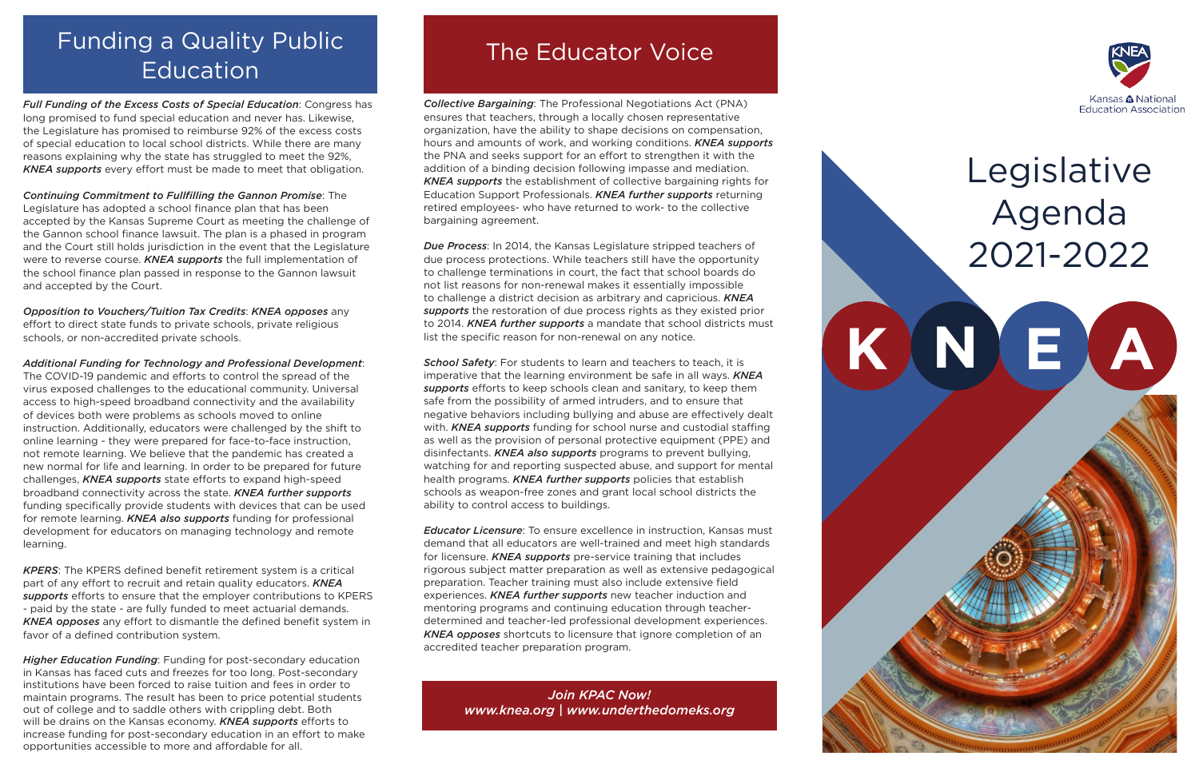## Funding a Quality Public Education

***Full Funding of the Excess Costs of Special Education***: Congress has long promised to fund special education and never has. Likewise, the Legislature has promised to reimburse 92% of the excess costs of special education to local school districts. While there are many reasons explaining why the state has struggled to meet the 92%, ***KNEA supports*** every effort must be made to meet that obligation.

***Continuing Commitment to Fullfilling the Gannon Promise***: The Legislature has adopted a school finance plan that has been accepted by the Kansas Supreme Court as meeting the challenge of the Gannon school finance lawsuit. The plan is a phased in program and the Court still holds jurisdiction in the event that the Legislature were to reverse course. ***KNEA supports*** the full implementation of the school finance plan passed in response to the Gannon lawsuit and accepted by the Court.

***Opposition to Vouchers/Tuition Tax Credits***: ***KNEA opposes*** any effort to direct state funds to private schools, private religious schools, or non-accredited private schools.

***Additional Funding for Technology and Professional Development***: The COVID-19 pandemic and efforts to control the spread of the virus exposed challenges to the educational community. Universal access to high-speed broadband connectivity and the availability of devices both were problems as schools moved to online instruction. Additionally, educators were challenged by the shift to online learning - they were prepared for face-to-face instruction, not remote learning. We believe that the pandemic has created a new normal for life and learning. In order to be prepared for future challenges, ***KNEA supports*** state efforts to expand high-speed broadband connectivity across the state. ***KNEA further supports*** funding specifically provide students with devices that can be used for remote learning. ***KNEA also supports*** funding for professional development for educators on managing technology and remote learning.

***KPERS***: The KPERS defined benefit retirement system is a critical part of any effort to recruit and retain quality educators. ***KNEA supports*** efforts to ensure that the employer contributions to KPERS - paid by the state - are fully funded to meet actuarial demands. ***KNEA opposes*** any effort to dismantle the defined benefit system in favor of a defined contribution system.

***Higher Education Funding***: Funding for post-secondary education in Kansas has faced cuts and freezes for too long. Post-secondary institutions have been forced to raise tuition and fees in order to maintain programs. The result has been to price potential students out of college and to saddle others with crippling debt. Both will be drains on the Kansas economy. ***KNEA supports*** efforts to increase funding for post-secondary education in an effort to make opportunities accessible to more and affordable for all.

## The Educator Voice

***Collective Bargaining***: The Professional Negotiations Act (PNA) ensures that teachers, through a locally chosen representative organization, have the ability to shape decisions on compensation, hours and amounts of work, and working conditions. ***KNEA supports*** the PNA and seeks support for an effort to strengthen it with the addition of a binding decision following impasse and mediation. ***KNEA supports*** the establishment of collective bargaining rights for Education Support Professionals. ***KNEA further supports*** returning retired employees- who have returned to work- to the collective bargaining agreement.

***Due Process***: In 2014, the Kansas Legislature stripped teachers of due process protections. While teachers still have the opportunity to challenge terminations in court, the fact that school boards do not list reasons for non-renewal makes it essentially impossible to challenge a district decision as arbitrary and capricious. ***KNEA supports*** the restoration of due process rights as they existed prior to 2014. ***KNEA further supports*** a mandate that school districts must list the specific reason for non-renewal on any notice.

***School Safety***: For students to learn and teachers to teach, it is imperative that the learning environment be safe in all ways. ***KNEA supports*** efforts to keep schools clean and sanitary, to keep them safe from the possibility of armed intruders, and to ensure that negative behaviors including bullying and abuse are effectively dealt with. ***KNEA supports*** funding for school nurse and custodial staffing as well as the provision of personal protective equipment (PPE) and disinfectants. ***KNEA also supports*** programs to prevent bullying, watching for and reporting suspected abuse, and support for mental health programs. ***KNEA further supports*** policies that establish schools as weapon-free zones and grant local school districts the ability to control access to buildings.

***Educator Licensure***: To ensure excellence in instruction, Kansas must demand that all educators are well-trained and meet high standards for licensure. ***KNEA supports*** pre-service training that includes rigorous subject matter preparation as well as extensive pedagogical preparation. Teacher training must also include extensive field experiences. ***KNEA further supports*** new teacher induction and mentoring programs and continuing education through teacher-determined and teacher-led professional development experiences. ***KNEA opposes*** shortcuts to licensure that ignore completion of an accredited teacher preparation program.

*Join KPAC Now!*
*www.knea.org | www.underthedomeks.org*

KNEA
Kansas National Education Association

# Legislative Agenda 2021-2022

**K N E A**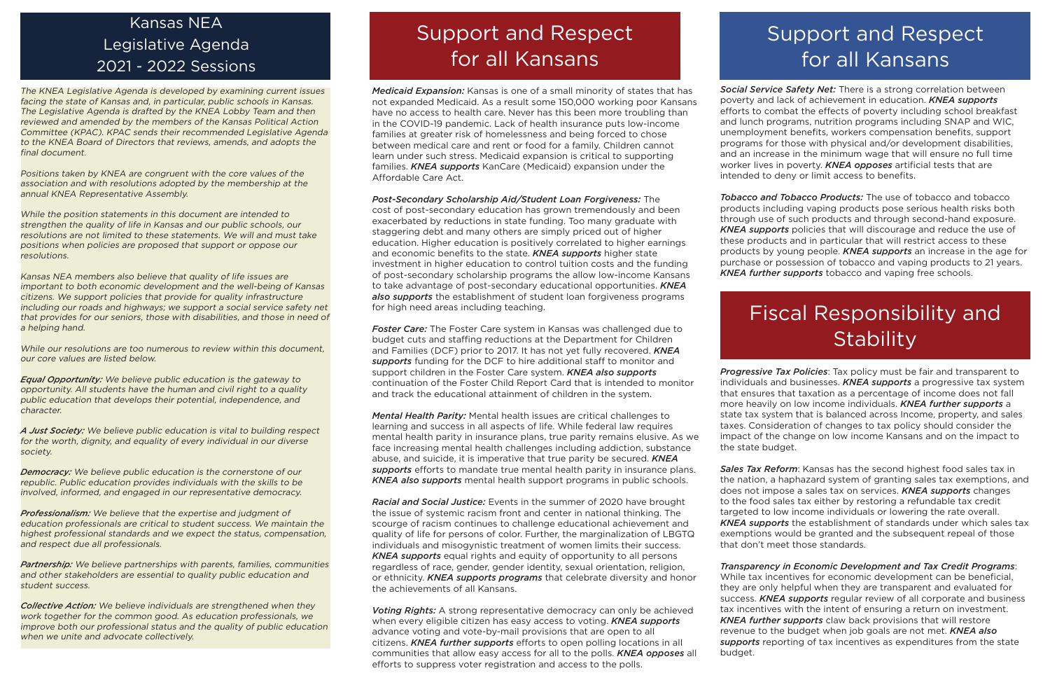# Kansas NEA Legislative Agenda 2021 - 2022 Sessions

*The KNEA Legislative Agenda is developed by examining current issues facing the state of Kansas and, in particular, public schools in Kansas. The Legislative Agenda is drafted by the KNEA Lobby Team and then reviewed and amended by the members of the Kansas Political Action Committee (KPAC). KPAC sends their recommended Legislative Agenda to the KNEA Board of Directors that reviews, amends, and adopts the final document.*

*Positions taken by KNEA are congruent with the core values of the association and with resolutions adopted by the membership at the annual KNEA Representative Assembly.*

*While the position statements in this document are intended to strengthen the quality of life in Kansas and our public schools, our resolutions are not limited to these statements. We will and must take positions when policies are proposed that support or oppose our resolutions.*

*Kansas NEA members also believe that quality of life issues are important to both economic development and the well-being of Kansas citizens. We support policies that provide for quality infrastructure including our roads and highways; we support a social service safety net that provides for our seniors, those with disabilities, and those in need of a helping hand.*

*While our resolutions are too numerous to review within this document, our core values are listed below.*

***Equal Opportunity:*** *We believe public education is the gateway to opportunity. All students have the human and civil right to a quality public education that develops their potential, independence, and character.*

***A Just Society:*** *We believe public education is vital to building respect for the worth, dignity, and equality of every individual in our diverse society.*

***Democracy:*** *We believe public education is the cornerstone of our republic. Public education provides individuals with the skills to be involved, informed, and engaged in our representative democracy.*

***Professionalism:*** *We believe that the expertise and judgment of education professionals are critical to student success. We maintain the highest professional standards and we expect the status, compensation, and respect due all professionals.*

***Partnership:*** *We believe partnerships with parents, families, communities and other stakeholders are essential to quality public education and student success.*

***Collective Action:*** *We believe individuals are strengthened when they work together for the common good. As education professionals, we improve both our professional status and the quality of public education when we unite and advocate collectively.*

# Support and Respect for all Kansans

***Medicaid Expansion:*** Kansas is one of a small minority of states that has not expanded Medicaid. As a result some 150,000 working poor Kansans have no access to health care. Never has this been more troubling than in the COVID-19 pandemic. Lack of health insurance puts low-income families at greater risk of homelessness and being forced to chose between medical care and rent or food for a family. Children cannot learn under such stress. Medicaid expansion is critical to supporting families. ***KNEA supports*** KanCare (Medicaid) expansion under the Affordable Care Act.

***Post-Secondary Scholarship Aid/Student Loan Forgiveness:*** The cost of post-secondary education has grown tremendously and been exacerbated by reductions in state funding. Too many graduate with staggering debt and many others are simply priced out of higher education. Higher education is positively correlated to higher earnings and economic benefits to the state. ***KNEA supports*** higher state investment in higher education to control tuition costs and the funding of post-secondary scholarship programs the allow low-income Kansans to take advantage of post-secondary educational opportunities. ***KNEA also supports*** the establishment of student loan forgiveness programs for high need areas including teaching.

***Foster Care:*** The Foster Care system in Kansas was challenged due to budget cuts and staffing reductions at the Department for Children and Families (DCF) prior to 2017. It has not yet fully recovered. ***KNEA supports*** funding for the DCF to hire additional staff to monitor and support children in the Foster Care system. ***KNEA also supports*** continuation of the Foster Child Report Card that is intended to monitor and track the educational attainment of children in the system.

***Mental Health Parity:*** Mental health issues are critical challenges to learning and success in all aspects of life. While federal law requires mental health parity in insurance plans, true parity remains elusive. As we face increasing mental health challenges including addiction, substance abuse, and suicide, it is imperative that true parity be secured. ***KNEA supports*** efforts to mandate true mental health parity in insurance plans. ***KNEA also supports*** mental health support programs in public schools.

***Racial and Social Justice:*** Events in the summer of 2020 have brought the issue of systemic racism front and center in national thinking. The scourge of racism continues to challenge educational achievement and quality of life for persons of color. Further, the marginalization of LBGTQ individuals and misogynistic treatment of women limits their success. ***KNEA supports*** equal rights and equity of opportunity to all persons regardless of race, gender, gender identity, sexual orientation, religion, or ethnicity. ***KNEA supports programs*** that celebrate diversity and honor the achievements of all Kansans.

***Voting Rights:*** A strong representative democracy can only be achieved when every eligible citizen has easy access to voting. ***KNEA supports*** advance voting and vote-by-mail provisions that are open to all citizens. ***KNEA further supports*** efforts to open polling locations in all communities that allow easy access for all to the polls. ***KNEA opposes*** all efforts to suppress voter registration and access to the polls.

# Support and Respect for all Kansans

***Social Service Safety Net:*** There is a strong correlation between poverty and lack of achievement in education. ***KNEA supports*** efforts to combat the effects of poverty including school breakfast and lunch programs, nutrition programs including SNAP and WIC, unemployment benefits, workers compensation benefits, support programs for those with physical and/or development disabilities, and an increase in the minimum wage that will ensure no full time worker lives in poverty. ***KNEA opposes*** artificial tests that are intended to deny or limit access to benefits.

***Tobacco and Tobacco Products:*** The use of tobacco and tobacco products including vaping products pose serious health risks both through use of such products and through second-hand exposure. ***KNEA supports*** policies that will discourage and reduce the use of these products and in particular that will restrict access to these products by young people. ***KNEA supports*** an increase in the age for purchase or possession of tobacco and vaping products to 21 years. ***KNEA further supports*** tobacco and vaping free schools.

# Fiscal Responsibility and Stability

***Progressive Tax Policies***: Tax policy must be fair and transparent to individuals and businesses. ***KNEA supports*** a progressive tax system that ensures that taxation as a percentage of income does not fall more heavily on low income individuals. ***KNEA further supports*** a state tax system that is balanced across Income, property, and sales taxes. Consideration of changes to tax policy should consider the impact of the change on low income Kansans and on the impact to the state budget.

***Sales Tax Reform***: Kansas has the second highest food sales tax in the nation, a haphazard system of granting sales tax exemptions, and does not impose a sales tax on services. ***KNEA supports*** changes to the food sales tax either by restoring a refundable tax credit targeted to low income individuals or lowering the rate overall. ***KNEA supports*** the establishment of standards under which sales tax exemptions would be granted and the subsequent repeal of those that don't meet those standards.

***Transparency in Economic Development and Tax Credit Programs***: While tax incentives for economic development can be beneficial, they are only helpful when they are transparent and evaluated for success. ***KNEA supports*** regular review of all corporate and business tax incentives with the intent of ensuring a return on investment. ***KNEA further supports*** claw back provisions that will restore revenue to the budget when job goals are not met. ***KNEA also supports*** reporting of tax incentives as expenditures from the state budget.